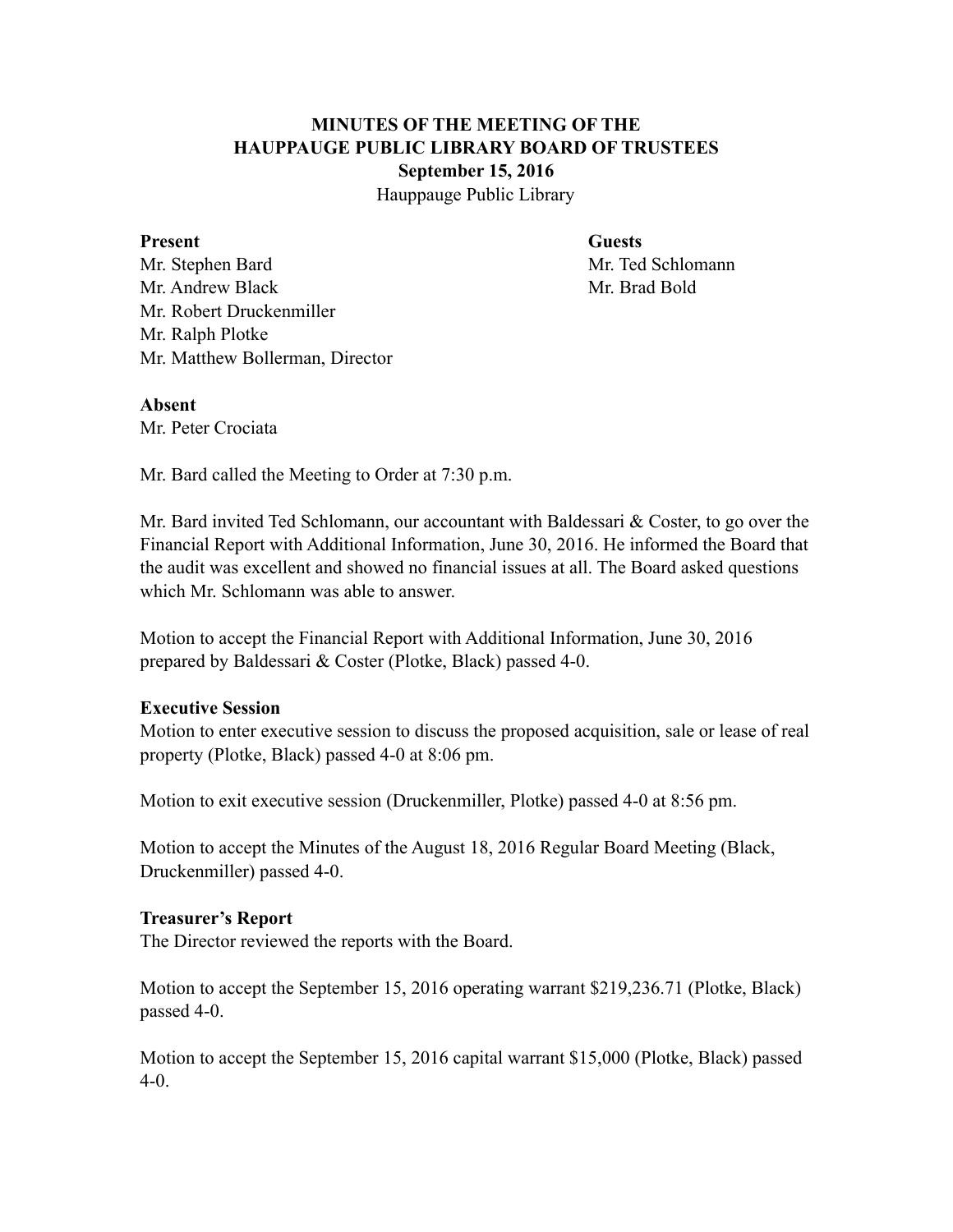**MINUTES OF THE MEETING OF THE**
**HAUPPAUGE PUBLIC LIBRARY BOARD OF TRUSTEES**
**September 15, 2016**
Hauppauge Public Library

**Present**
Mr. Stephen Bard
Mr. Andrew Black
Mr. Robert Druckenmiller
Mr. Ralph Plotke
Mr. Matthew Bollerman, Director

**Guests**
Mr. Ted Schlomann
Mr. Brad Bold

**Absent**
Mr. Peter Crociata

Mr. Bard called the Meeting to Order at 7:30 p.m.

Mr. Bard invited Ted Schlomann, our accountant with Baldessari & Coster, to go over the Financial Report with Additional Information, June 30, 2016. He informed the Board that the audit was excellent and showed no financial issues at all. The Board asked questions which Mr. Schlomann was able to answer.

Motion to accept the Financial Report with Additional Information, June 30, 2016 prepared by Baldessari & Coster (Plotke, Black) passed 4-0.

**Executive Session**
Motion to enter executive session to discuss the proposed acquisition, sale or lease of real property (Plotke, Black) passed 4-0 at 8:06 pm.

Motion to exit executive session (Druckenmiller, Plotke) passed 4-0 at 8:56 pm.

Motion to accept the Minutes of the August 18, 2016 Regular Board Meeting (Black, Druckenmiller) passed 4-0.

**Treasurer's Report**
The Director reviewed the reports with the Board.

Motion to accept the September 15, 2016 operating warrant $219,236.71 (Plotke, Black) passed 4-0.

Motion to accept the September 15, 2016 capital warrant $15,000 (Plotke, Black) passed 4-0.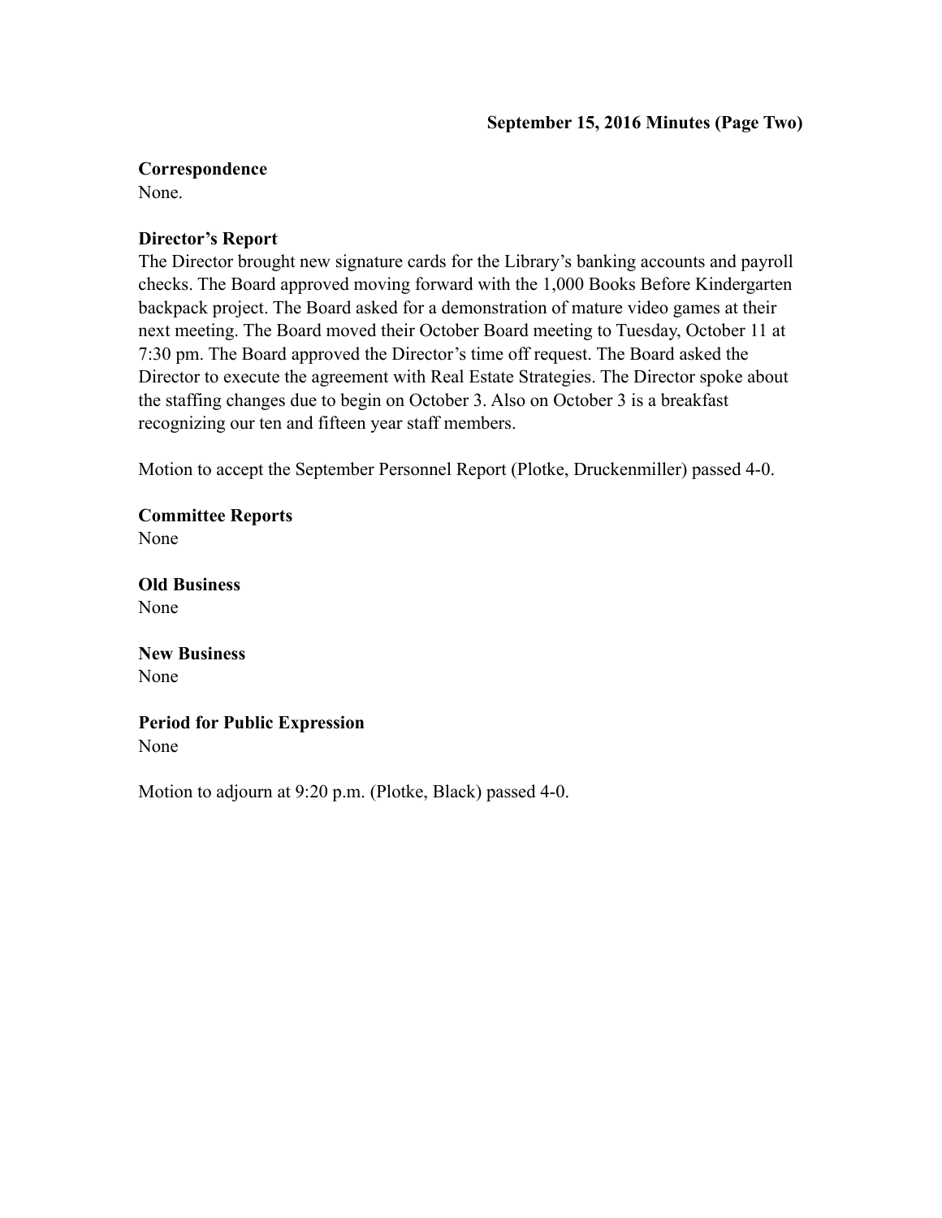**Correspondence**

None.

**Director's Report**

The Director brought new signature cards for the Library's banking accounts and payroll checks. The Board approved moving forward with the 1,000 Books Before Kindergarten backpack project. The Board asked for a demonstration of mature video games at their next meeting. The Board moved their October Board meeting to Tuesday, October 11 at 7:30 pm. The Board approved the Director's time off request. The Board asked the Director to execute the agreement with Real Estate Strategies. The Director spoke about the staffing changes due to begin on October 3. Also on October 3 is a breakfast recognizing our ten and fifteen year staff members.

Motion to accept the September Personnel Report (Plotke, Druckenmiller) passed 4-0.

**Committee Reports**

None

**Old Business**

None

**New Business**

None

**Period for Public Expression**

None

Motion to adjourn at 9:20 p.m. (Plotke, Black) passed 4-0.